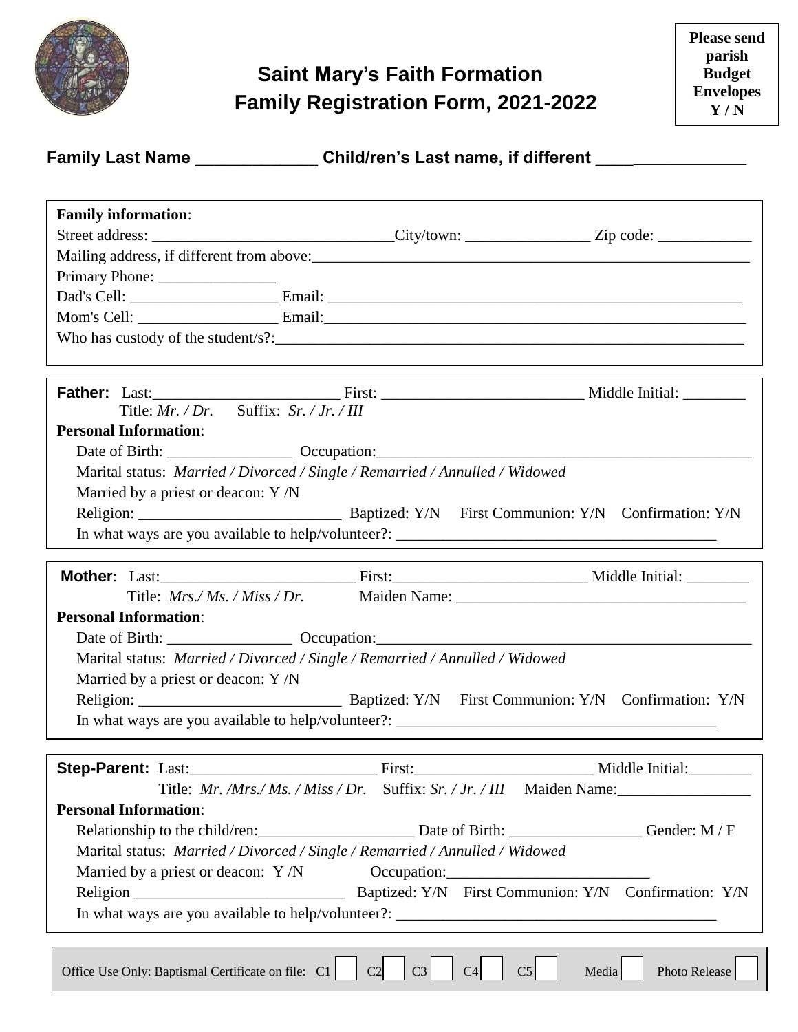# Saint Mary's Faith Formation
# Family Registration Form, 2021-2022

**Please send parish Budget Envelopes Y / N**

**Family Last Name _____________ Child/ren's Last name, if different ____________________**

**Family information**:

Street address: _______________________________City/town: ________________ Zip code: ____________

Mailing address, if different from above:____________________________________________________________

Primary Phone: _______________

Dad's Cell: ___________________ Email: ________________________________________________________

Mom's Cell: __________________ Email:_________________________________________________________

Who has custody of the student/s?:______________________________________________________________

**Father:** Last:________________________ First: __________________________ Middle Initial: ________

Title: *Mr. / Dr.* Suffix: *Sr. / Jr. / III*

**Personal Information**:

Date of Birth: ________________ Occupation:________________________________________________

Marital status: *Married / Divorced / Single / Remarried / Annulled / Widowed*

Married by a priest or deacon: Y /N

Religion: __________________________ Baptized: Y/N First Communion: Y/N Confirmation: Y/N

In what ways are you available to help/volunteer?: __________________________________________

**Mother**: Last:________________________ First:_________________________ Middle Initial: ________

Title: *Mrs./ Ms. / Miss / Dr.* Maiden Name: _____________________________________

**Personal Information**:

Date of Birth: ________________ Occupation:________________________________________________

Marital status: *Married / Divorced / Single / Remarried / Annulled / Widowed*

Married by a priest or deacon: Y /N

Religion: __________________________ Baptized: Y/N First Communion: Y/N Confirmation: Y/N

In what ways are you available to help/volunteer?: __________________________________________

**Step-Parent:** Last:_______________________ First:______________________ Middle Initial:________

Title: *Mr. /Mrs./ Ms. / Miss / Dr.* Suffix: *Sr. / Jr. / III* Maiden Name:_________________

**Personal Information**:

Relationship to the child/ren:____________________ Date of Birth: _________________ Gender: M / F

Marital status: *Married / Divorced / Single / Remarried / Annulled / Widowed*

Married by a priest or deacon: Y /N Occupation:__________________________

Religion ___________________________ Baptized: Y/N First Communion: Y/N Confirmation: Y/N

In what ways are you available to help/volunteer?: __________________________________________

Office Use Only: Baptismal Certificate on file: C1 ☐ C2 ☐ C3 ☐ C4 ☐ C5 ☐ Media ☐ Photo Release ☐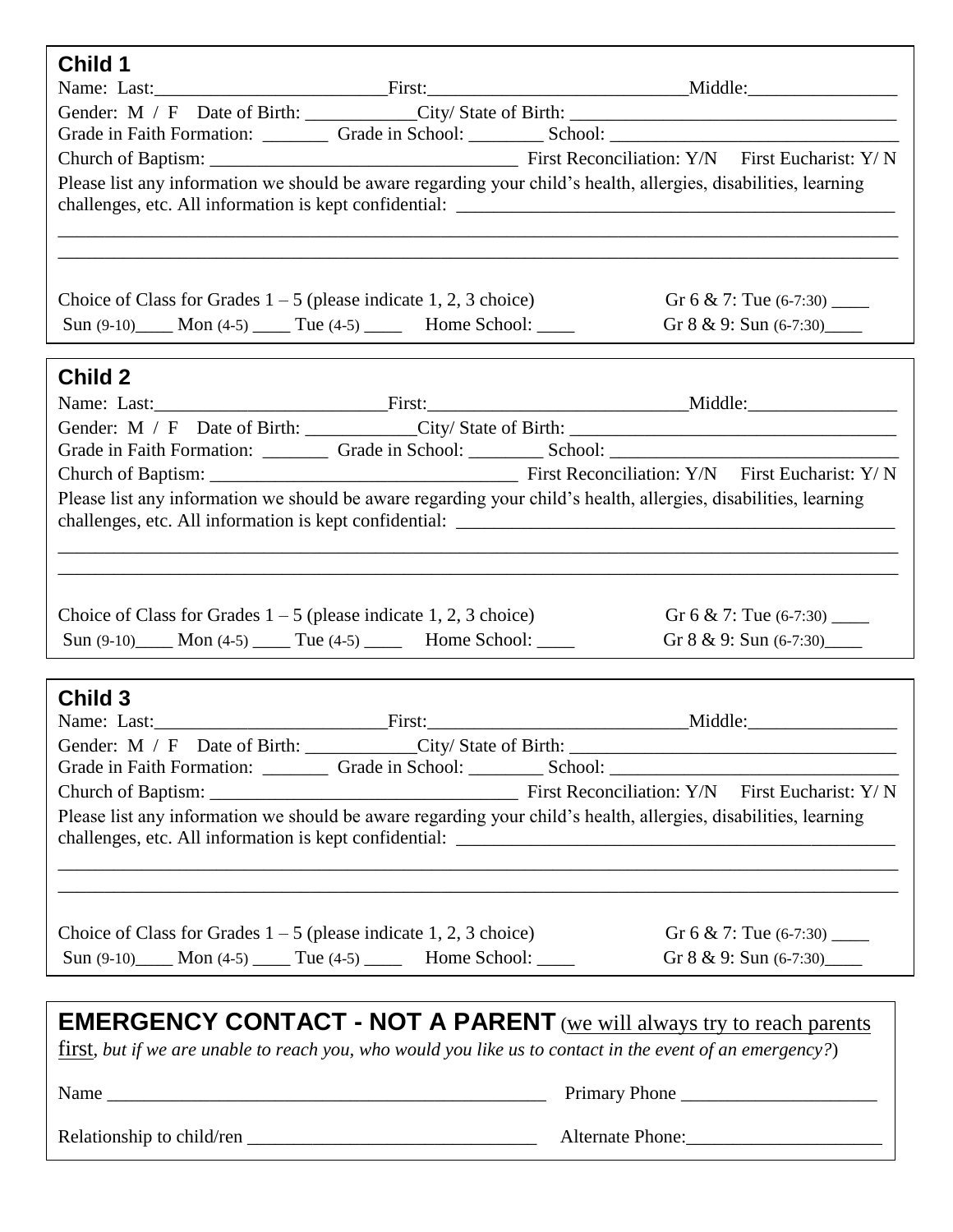## Child 1

Name: Last:_________________________First:____________________________Middle:________________

Gender: M / F Date of Birth: ____________City/ State of Birth: __________________________________

Grade in Faith Formation: _______ Grade in School: ________ School: ______________________________

Church of Baptism: _________________________________ First Reconciliation: Y/N First Eucharist: Y/ N

Please list any information we should be aware regarding your child's health, allergies, disabilities, learning challenges, etc. All information is kept confidential: ________________________________________________

__________________________________________________________________________________________

__________________________________________________________________________________________

Choice of Class for Grades 1 – 5 (please indicate 1, 2, 3 choice) Gr 6 & 7: Tue (6-7:30) ____

Sun (9-10)____ Mon (4-5) ____ Tue (4-5) ____ Home School: ____ Gr 8 & 9: Sun (6-7:30)____

## Child 2

Name: Last:_________________________First:____________________________Middle:________________

Gender: M / F Date of Birth: ____________City/ State of Birth: __________________________________

Grade in Faith Formation: _______ Grade in School: ________ School: ______________________________

Church of Baptism: _________________________________ First Reconciliation: Y/N First Eucharist: Y/ N

Please list any information we should be aware regarding your child's health, allergies, disabilities, learning challenges, etc. All information is kept confidential: ________________________________________________

__________________________________________________________________________________________

__________________________________________________________________________________________

Choice of Class for Grades 1 – 5 (please indicate 1, 2, 3 choice) Gr 6 & 7: Tue (6-7:30) ____

Sun (9-10)____ Mon (4-5) ____ Tue (4-5) ____ Home School: ____ Gr 8 & 9: Sun (6-7:30)____

## Child 3

Name: Last:_________________________First:____________________________Middle:________________

Gender: M / F Date of Birth: ____________City/ State of Birth: __________________________________

Grade in Faith Formation: _______ Grade in School: ________ School: ______________________________

Church of Baptism: _________________________________ First Reconciliation: Y/N First Eucharist: Y/ N

Please list any information we should be aware regarding your child's health, allergies, disabilities, learning challenges, etc. All information is kept confidential: ________________________________________________

__________________________________________________________________________________________

__________________________________________________________________________________________

Choice of Class for Grades 1 – 5 (please indicate 1, 2, 3 choice) Gr 6 & 7: Tue (6-7:30) ____

Sun (9-10)____ Mon (4-5) ____ Tue (4-5) ____ Home School: ____ Gr 8 & 9: Sun (6-7:30)____

## EMERGENCY CONTACT - NOT A PARENT (we will always try to reach parents first, *but if we are unable to reach you, who would you like us to contact in the event of an emergency?*)

Name ________________________________________________ Primary Phone _____________________

Relationship to child/ren _______________________________ Alternate Phone:_____________________